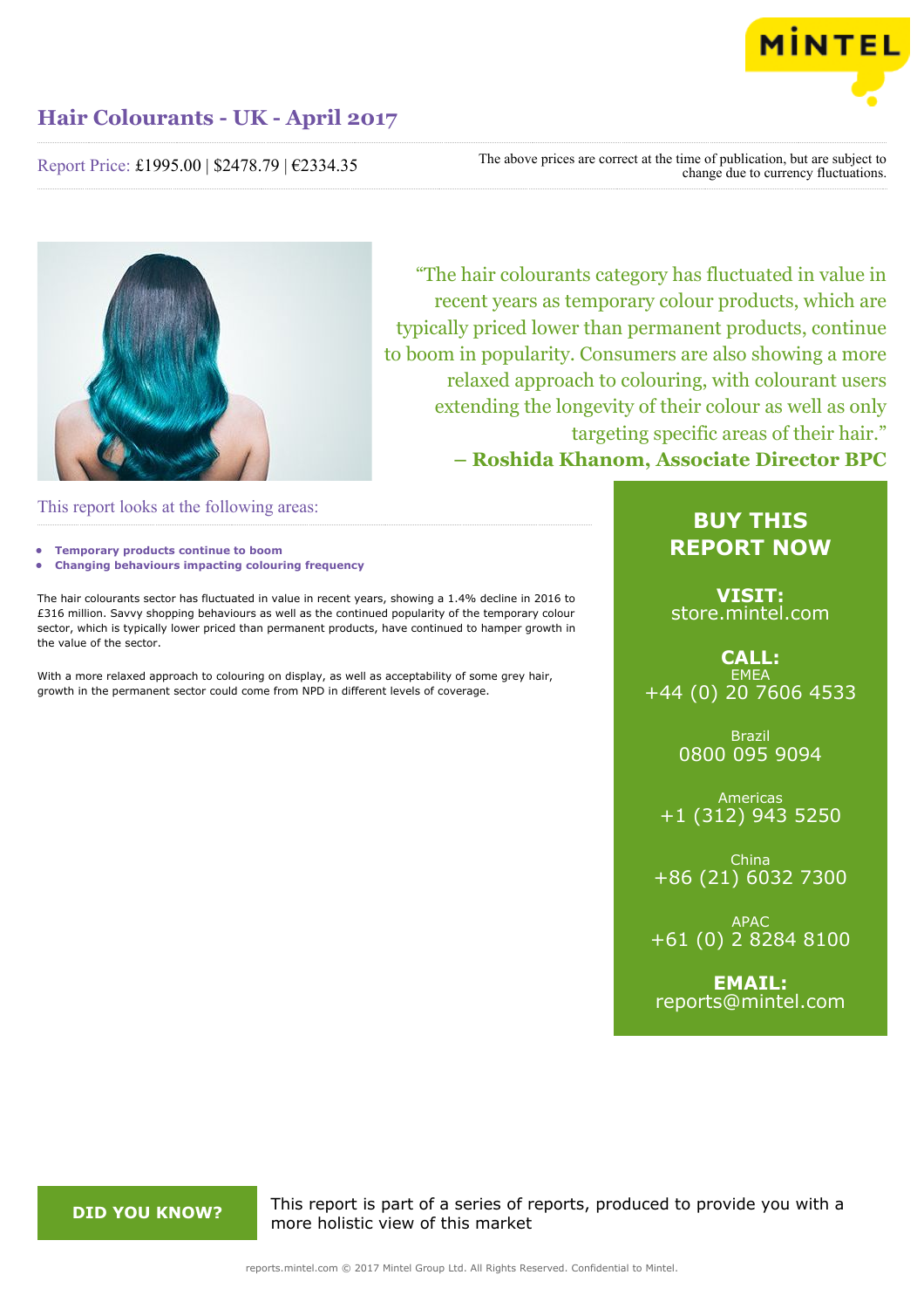# Hair Colourants - UK - April 2017

Report Price: £1995.00 | $2478.79 | €2334.35

The above prices are correct at the time of publication, but are subject to change due to currency fluctuations.

"The hair colourants category has fluctuated in value in recent years as temporary colour products, which are typically priced lower than permanent products, continue to boom in popularity. Consumers are also showing a more relaxed approach to colouring, with colourant users extending the longevity of their colour as well as only targeting specific areas of their hair."
**– Roshida Khanom, Associate Director BPC**

## This report looks at the following areas:

- **Temporary products continue to boom**
- **Changing behaviours impacting colouring frequency**

The hair colourants sector has fluctuated in value in recent years, showing a 1.4% decline in 2016 to £316 million. Savvy shopping behaviours as well as the continued popularity of the temporary colour sector, which is typically lower priced than permanent products, have continued to hamper growth in the value of the sector.

With a more relaxed approach to colouring on display, as well as acceptability of some grey hair, growth in the permanent sector could come from NPD in different levels of coverage.

## BUY THIS REPORT NOW

**VISIT:**
store.mintel.com

**CALL:**
EMEA
+44 (0) 20 7606 4533

Brazil
0800 095 9094

Americas
+1 (312) 943 5250

China
+86 (21) 6032 7300

APAC
+61 (0) 2 8284 8100

**EMAIL:**
reports@mintel.com

**DID YOU KNOW?**

This report is part of a series of reports, produced to provide you with a more holistic view of this market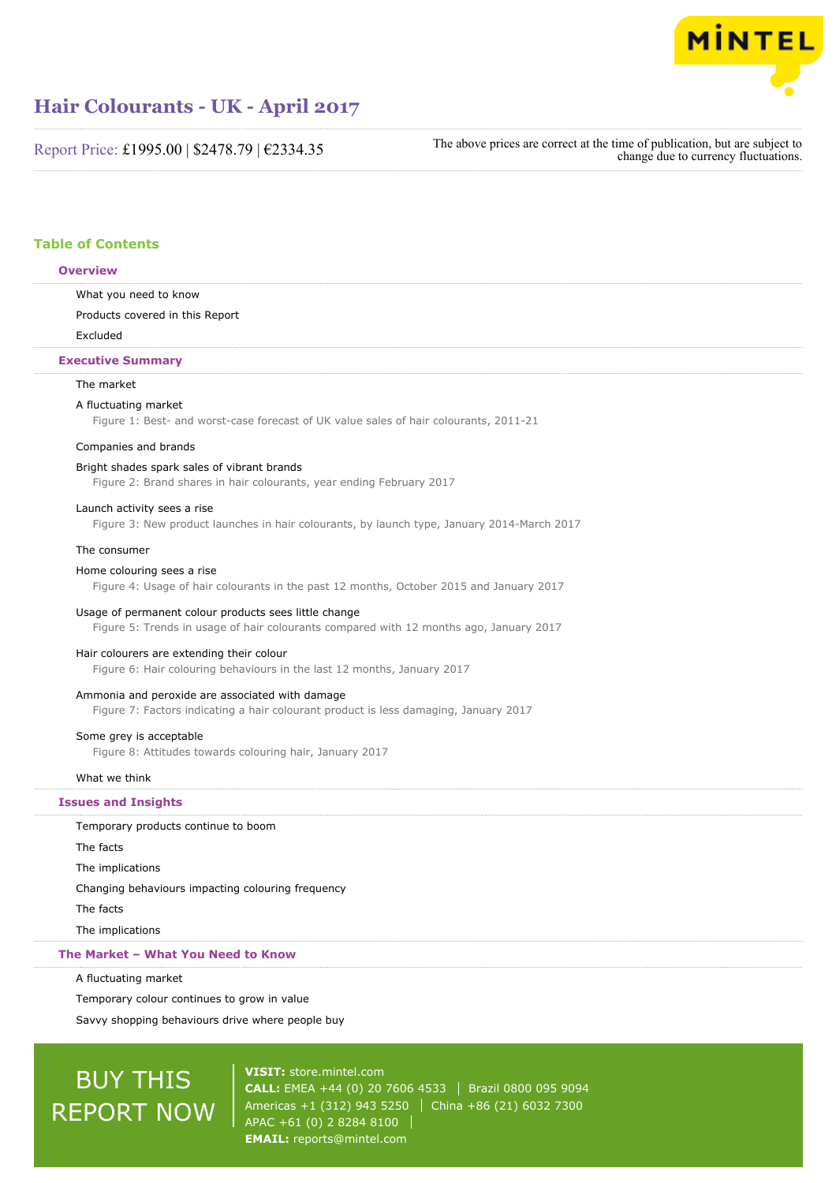# Hair Colourants - UK - April 2017

Report Price: £1995.00 | $2478.79 | €2334.35

The above prices are correct at the time of publication, but are subject to change due to currency fluctuations.

## Table of Contents

### Overview

What you need to know

Products covered in this Report

Excluded

### Executive Summary

The market

A fluctuating market

Figure 1: Best- and worst-case forecast of UK value sales of hair colourants, 2011-21

Companies and brands

Bright shades spark sales of vibrant brands

Figure 2: Brand shares in hair colourants, year ending February 2017

Launch activity sees a rise

Figure 3: New product launches in hair colourants, by launch type, January 2014-March 2017

The consumer

Home colouring sees a rise

Figure 4: Usage of hair colourants in the past 12 months, October 2015 and January 2017

Usage of permanent colour products sees little change

Figure 5: Trends in usage of hair colourants compared with 12 months ago, January 2017

Hair colourers are extending their colour

Figure 6: Hair colouring behaviours in the last 12 months, January 2017

Ammonia and peroxide are associated with damage

Figure 7: Factors indicating a hair colourant product is less damaging, January 2017

Some grey is acceptable

Figure 8: Attitudes towards colouring hair, January 2017

What we think

### Issues and Insights

Temporary products continue to boom

The facts

The implications

Changing behaviours impacting colouring frequency

The facts

The implications

### The Market – What You Need to Know

A fluctuating market

Temporary colour continues to grow in value

Savvy shopping behaviours drive where people buy

BUY THIS REPORT NOW

**VISIT:** store.mintel.com

**CALL:** EMEA +44 (0) 20 7606 4533 | Brazil 0800 095 9094
Americas +1 (312) 943 5250 | China +86 (21) 6032 7300
APAC +61 (0) 2 8284 8100

**EMAIL:** reports@mintel.com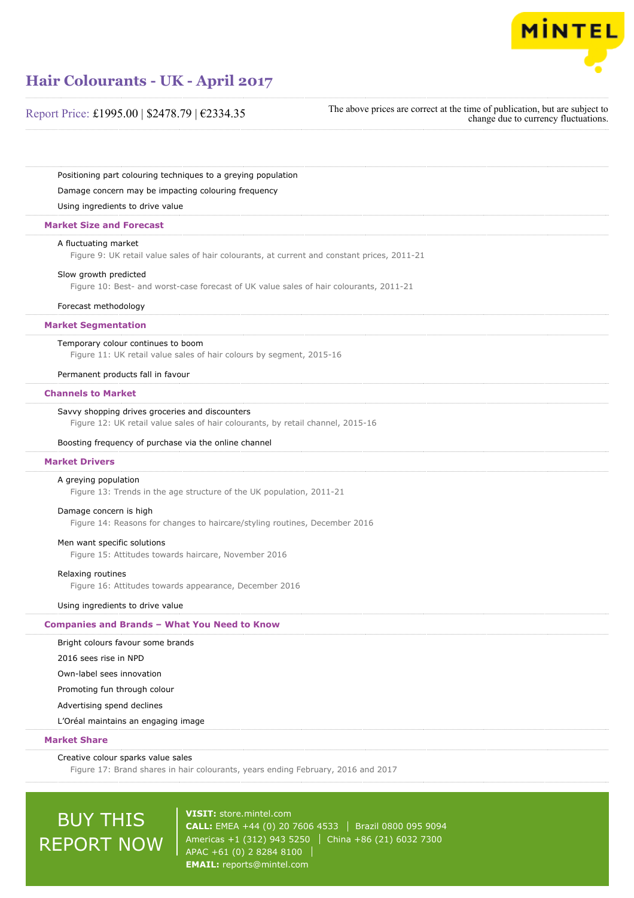Positioning part colouring techniques to a greying population

Damage concern may be impacting colouring frequency

Using ingredients to drive value

## Market Size and Forecast

A fluctuating market

Figure 9: UK retail value sales of hair colourants, at current and constant prices, 2011-21

Slow growth predicted

Figure 10: Best- and worst-case forecast of UK value sales of hair colourants, 2011-21

Forecast methodology

## Market Segmentation

Temporary colour continues to boom

Figure 11: UK retail value sales of hair colours by segment, 2015-16

Permanent products fall in favour

## Channels to Market

Savvy shopping drives groceries and discounters

Figure 12: UK retail value sales of hair colourants, by retail channel, 2015-16

Boosting frequency of purchase via the online channel

## Market Drivers

A greying population

Figure 13: Trends in the age structure of the UK population, 2011-21

Damage concern is high

Figure 14: Reasons for changes to haircare/styling routines, December 2016

Men want specific solutions

Figure 15: Attitudes towards haircare, November 2016

Relaxing routines

Figure 16: Attitudes towards appearance, December 2016

Using ingredients to drive value

## Companies and Brands – What You Need to Know

Bright colours favour some brands

2016 sees rise in NPD

Own-label sees innovation

Promoting fun through colour

Advertising spend declines

L'Oréal maintains an engaging image

## Market Share

Creative colour sparks value sales

Figure 17: Brand shares in hair colourants, years ending February, 2016 and 2017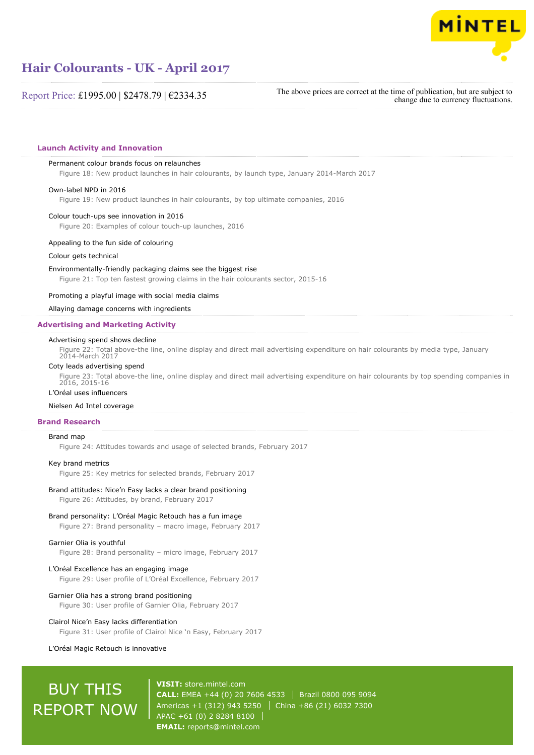## Launch Activity and Innovation

Permanent colour brands focus on relaunches

Figure 18: New product launches in hair colourants, by launch type, January 2014-March 2017

Own-label NPD in 2016

Figure 19: New product launches in hair colourants, by top ultimate companies, 2016

Colour touch-ups see innovation in 2016

Figure 20: Examples of colour touch-up launches, 2016

Appealing to the fun side of colouring

Colour gets technical

Environmentally-friendly packaging claims see the biggest rise

Figure 21: Top ten fastest growing claims in the hair colourants sector, 2015-16

Promoting a playful image with social media claims

Allaying damage concerns with ingredients

## Advertising and Marketing Activity

Advertising spend shows decline

Figure 22: Total above-the line, online display and direct mail advertising expenditure on hair colourants by media type, January 2014-March 2017

Coty leads advertising spend

Figure 23: Total above-the line, online display and direct mail advertising expenditure on hair colourants by top spending companies in 2016, 2015-16

L'Oréal uses influencers

Nielsen Ad Intel coverage

## Brand Research

Brand map

Figure 24: Attitudes towards and usage of selected brands, February 2017

Key brand metrics

Figure 25: Key metrics for selected brands, February 2017

Brand attitudes: Nice'n Easy lacks a clear brand positioning

Figure 26: Attitudes, by brand, February 2017

Brand personality: L'Oréal Magic Retouch has a fun image

Figure 27: Brand personality – macro image, February 2017

Garnier Olia is youthful

Figure 28: Brand personality – micro image, February 2017

L'Oréal Excellence has an engaging image

Figure 29: User profile of L'Oréal Excellence, February 2017

Garnier Olia has a strong brand positioning

Figure 30: User profile of Garnier Olia, February 2017

Clairol Nice'n Easy lacks differentiation

Figure 31: User profile of Clairol Nice 'n Easy, February 2017

L'Oréal Magic Retouch is innovative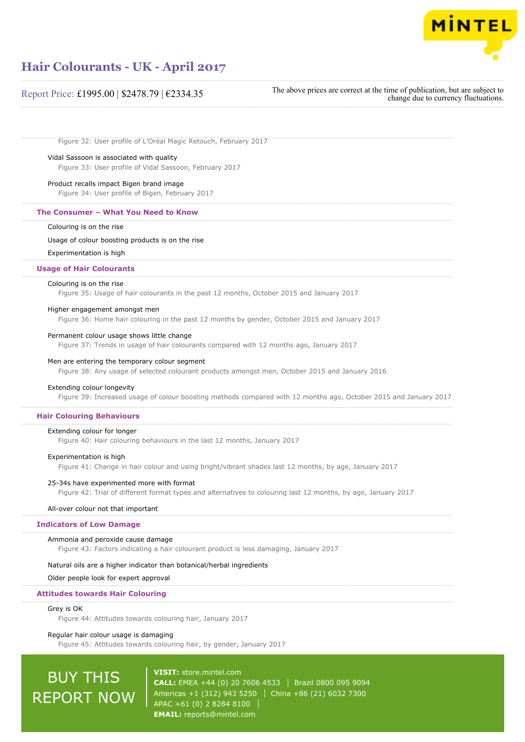Figure 32: User profile of L'Oréal Magic Retouch, February 2017

Vidal Sassoon is associated with quality

Figure 33: User profile of Vidal Sassoon, February 2017

Product recalls impact Bigen brand image

Figure 34: User profile of Bigen, February 2017

## The Consumer – What You Need to Know

Colouring is on the rise

Usage of colour boosting products is on the rise

Experimentation is high

## Usage of Hair Colourants

Colouring is on the rise

Figure 35: Usage of hair colourants in the past 12 months, October 2015 and January 2017

Higher engagement amongst men

Figure 36: Home hair colouring in the past 12 months by gender, October 2015 and January 2017

Permanent colour usage shows little change

Figure 37: Trends in usage of hair colourants compared with 12 months ago, January 2017

Men are entering the temporary colour segment

Figure 38: Any usage of selected colourant products amongst men, October 2015 and January 2016

Extending colour longevity

Figure 39: Increased usage of colour boosting methods compared with 12 months ago, October 2015 and January 2017

## Hair Colouring Behaviours

Extending colour for longer

Figure 40: Hair colouring behaviours in the last 12 months, January 2017

Experimentation is high

Figure 41: Change in hair colour and using bright/vibrant shades last 12 months, by age, January 2017

25-34s have experimented more with format

Figure 42: Trial of different format types and alternatives to colouring last 12 months, by age, January 2017

All-over colour not that important

## Indicators of Low Damage

Ammonia and peroxide cause damage

Figure 43: Factors indicating a hair colourant product is less damaging, January 2017

Natural oils are a higher indicator than botanical/herbal ingredients

Older people look for expert approval

## Attitudes towards Hair Colouring

Grey is OK

Figure 44: Attitudes towards colouring hair, January 2017

Regular hair colour usage is damaging

Figure 45: Attitudes towards colouring hair, by gender, January 2017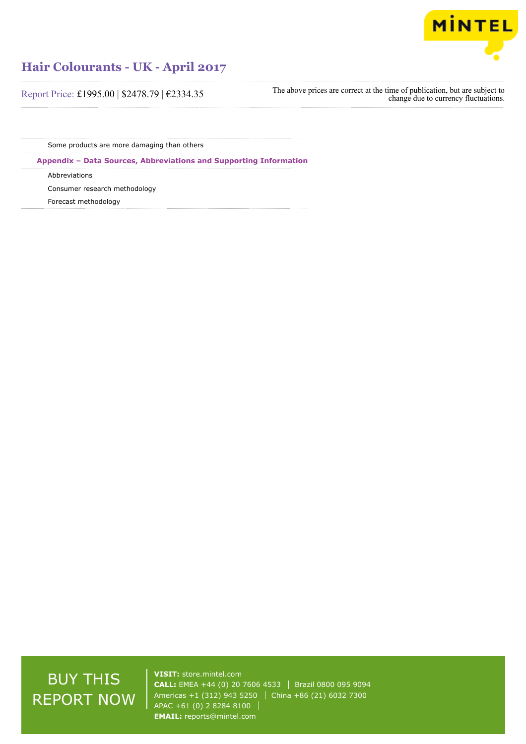Some products are more damaging than others

**Appendix – Data Sources, Abbreviations and Supporting Information**

Abbreviations

Consumer research methodology

Forecast methodology